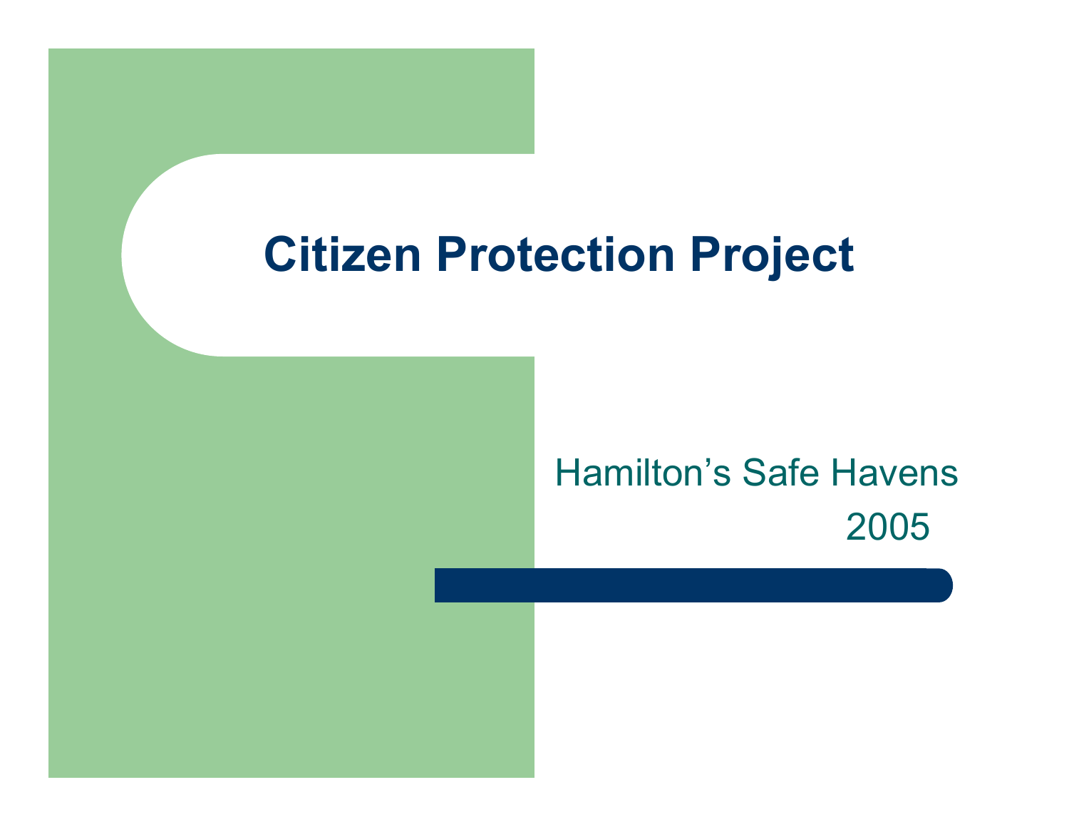# Citizen Protection Project

Hamilton's Safe Havens

2005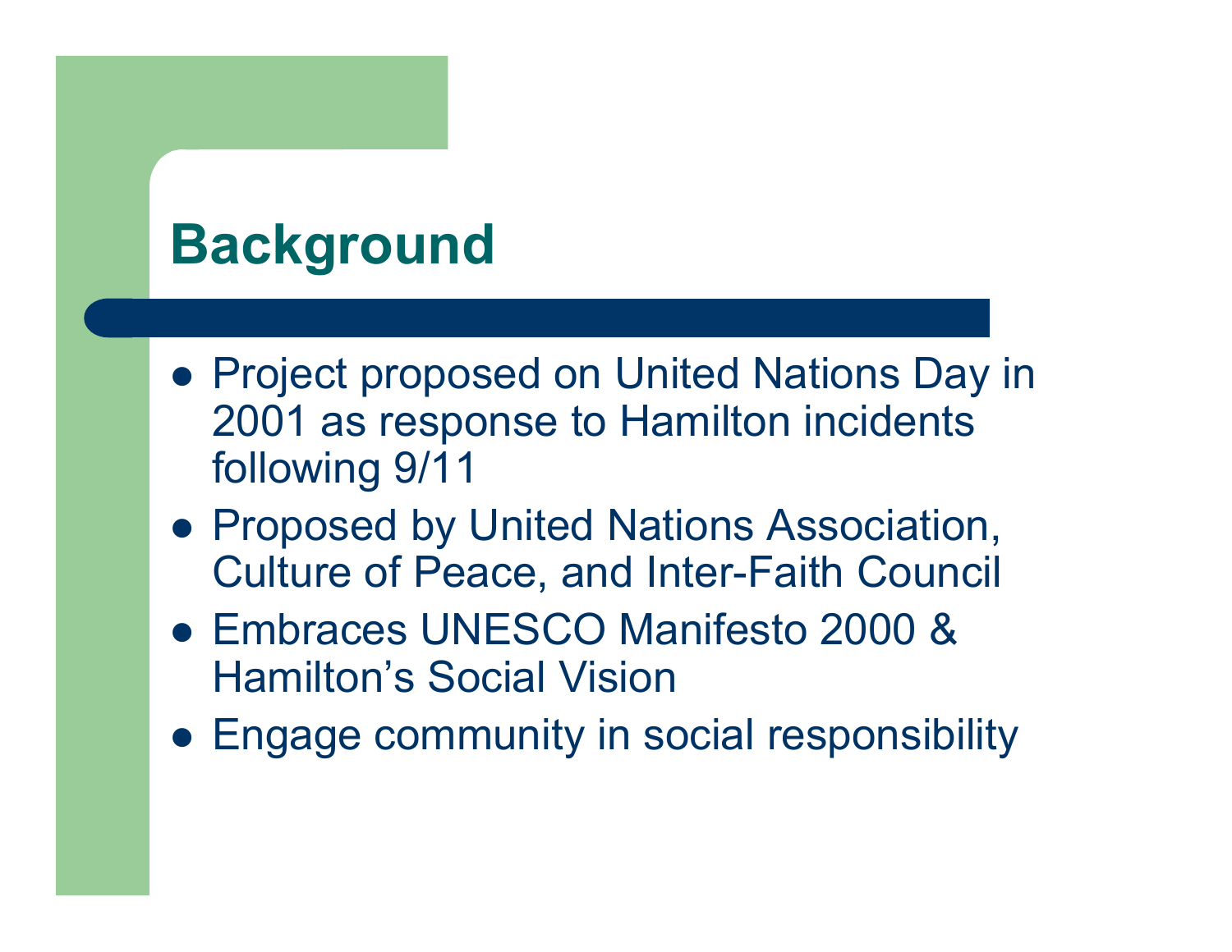# Background

- Project proposed on United Nations Day in 2001 as response to Hamilton incidents following 9/11
- Proposed by United Nations Association, Culture of Peace, and Inter-Faith Council
- Embraces UNESCO Manifesto 2000 & Hamilton's Social Vision
- Engage community in social responsibility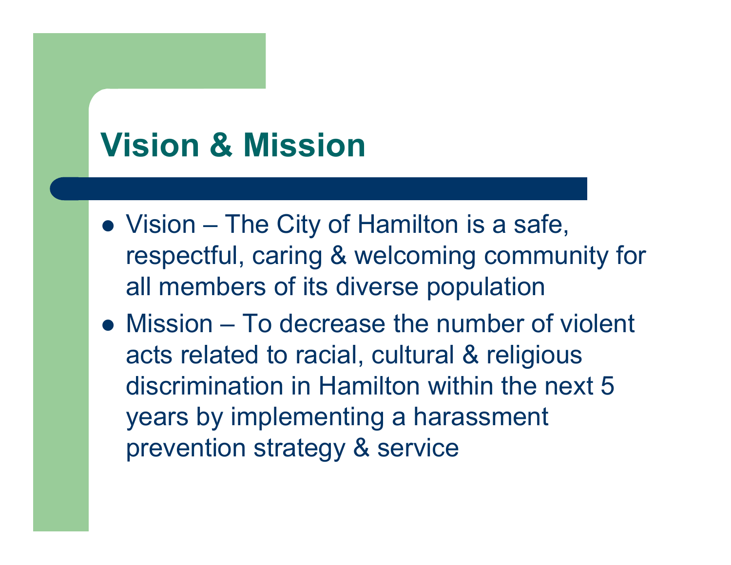# Vision & Mission

- Vision – The City of Hamilton is a safe, respectful, caring & welcoming community for all members of its diverse population
- Mission – To decrease the number of violent acts related to racial, cultural & religious discrimination in Hamilton within the next 5 years by implementing a harassment prevention strategy & service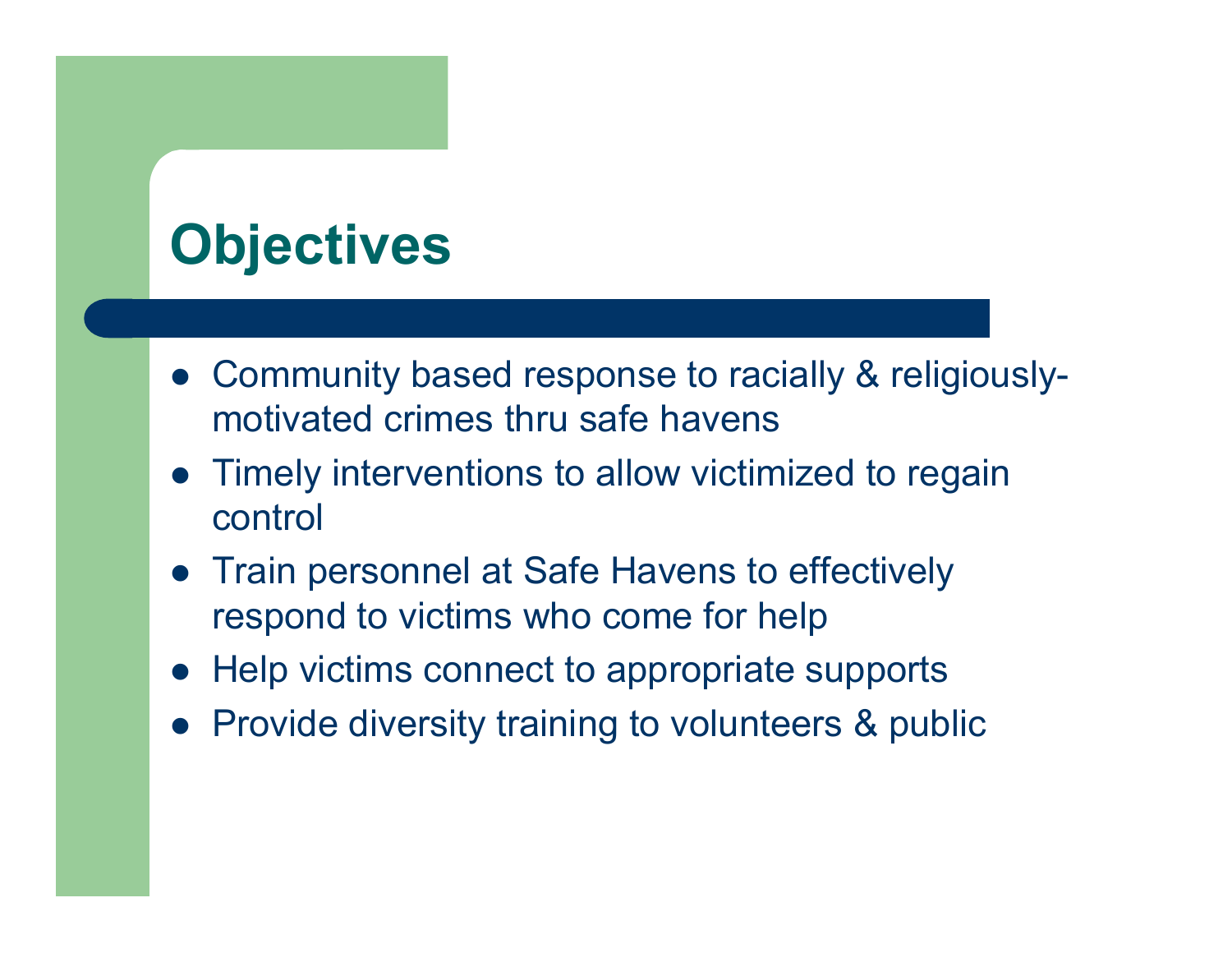# Objectives

- Community based response to racially & religiously-motivated crimes thru safe havens
- Timely interventions to allow victimized to regain control
- Train personnel at Safe Havens to effectively respond to victims who come for help
- Help victims connect to appropriate supports
- Provide diversity training to volunteers & public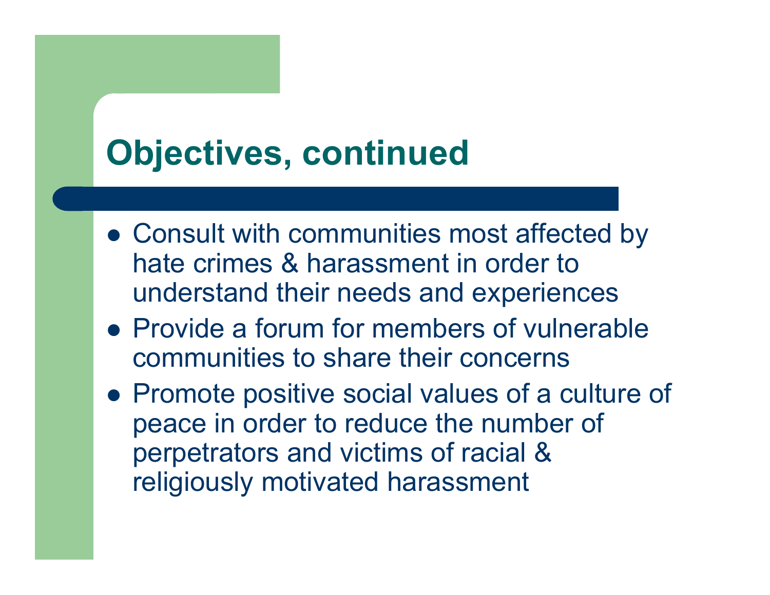# Objectives, continued

- Consult with communities most affected by hate crimes & harassment in order to understand their needs and experiences
- Provide a forum for members of vulnerable communities to share their concerns
- Promote positive social values of a culture of peace in order to reduce the number of perpetrators and victims of racial & religiously motivated harassment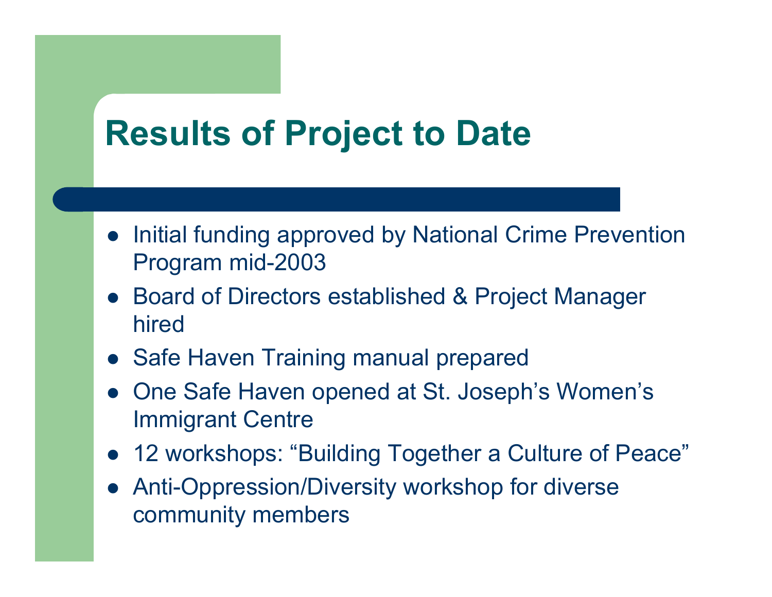# Results of Project to Date

- Initial funding approved by National Crime Prevention Program mid-2003
- Board of Directors established & Project Manager hired
- Safe Haven Training manual prepared
- One Safe Haven opened at St. Joseph's Women's Immigrant Centre
- 12 workshops: "Building Together a Culture of Peace"
- Anti-Oppression/Diversity workshop for diverse community members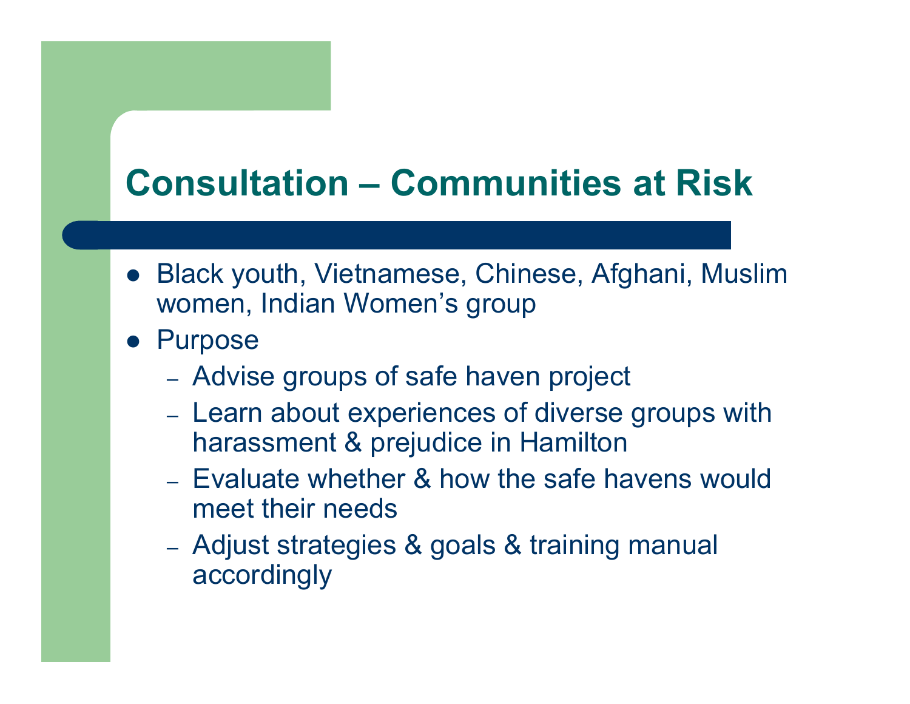# Consultation – Communities at Risk

- Black youth, Vietnamese, Chinese, Afghani, Muslim women, Indian Women's group
- Purpose
  - Advise groups of safe haven project
  - Learn about experiences of diverse groups with harassment & prejudice in Hamilton
  - Evaluate whether & how the safe havens would meet their needs
  - Adjust strategies & goals & training manual accordingly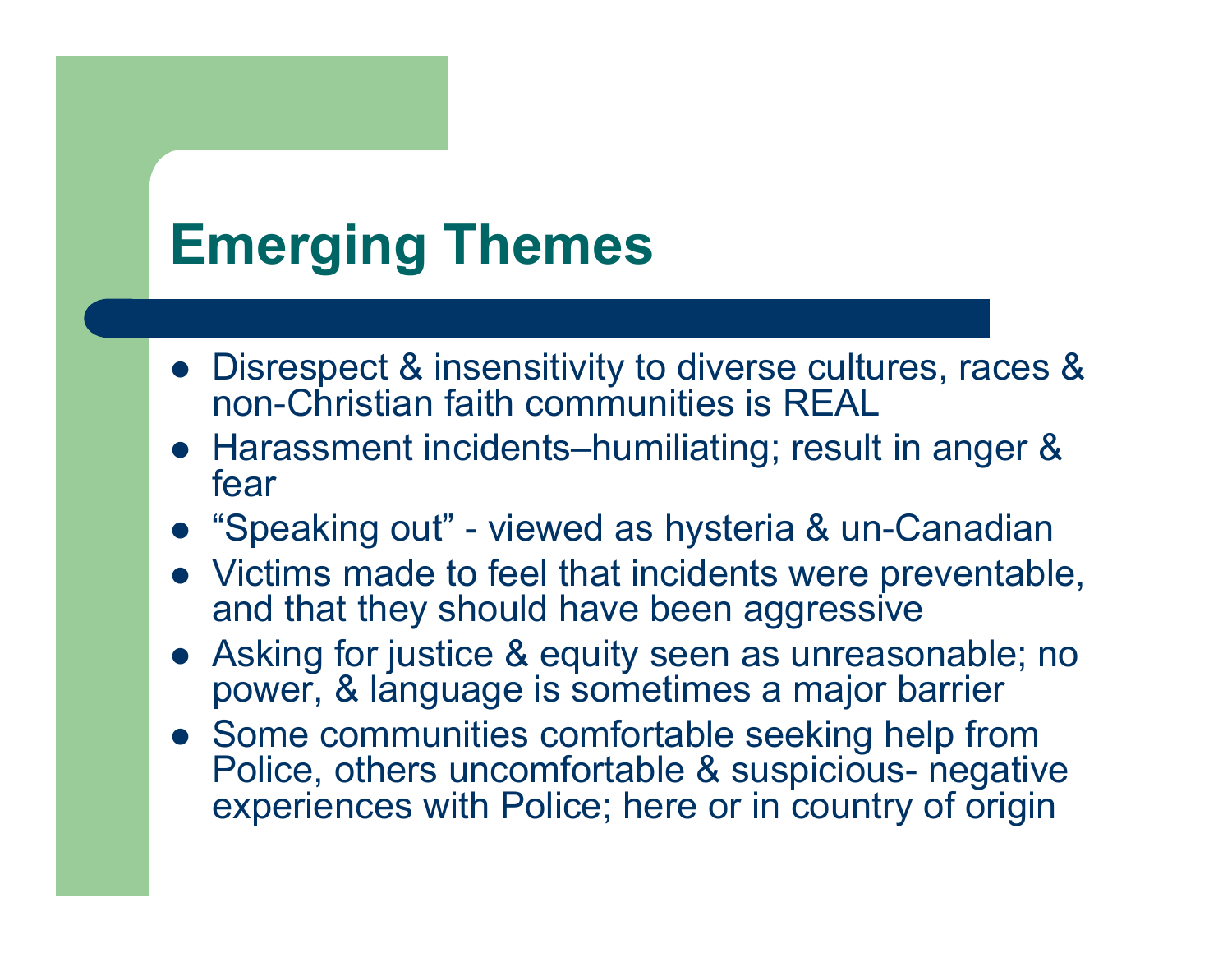# Emerging Themes

- Disrespect & insensitivity to diverse cultures, races & non-Christian faith communities is REAL
- Harassment incidents–humiliating; result in anger & fear
- "Speaking out" - viewed as hysteria & un-Canadian
- Victims made to feel that incidents were preventable, and that they should have been aggressive
- Asking for justice & equity seen as unreasonable; no power, & language is sometimes a major barrier
- Some communities comfortable seeking help from Police, others uncomfortable & suspicious- negative experiences with Police; here or in country of origin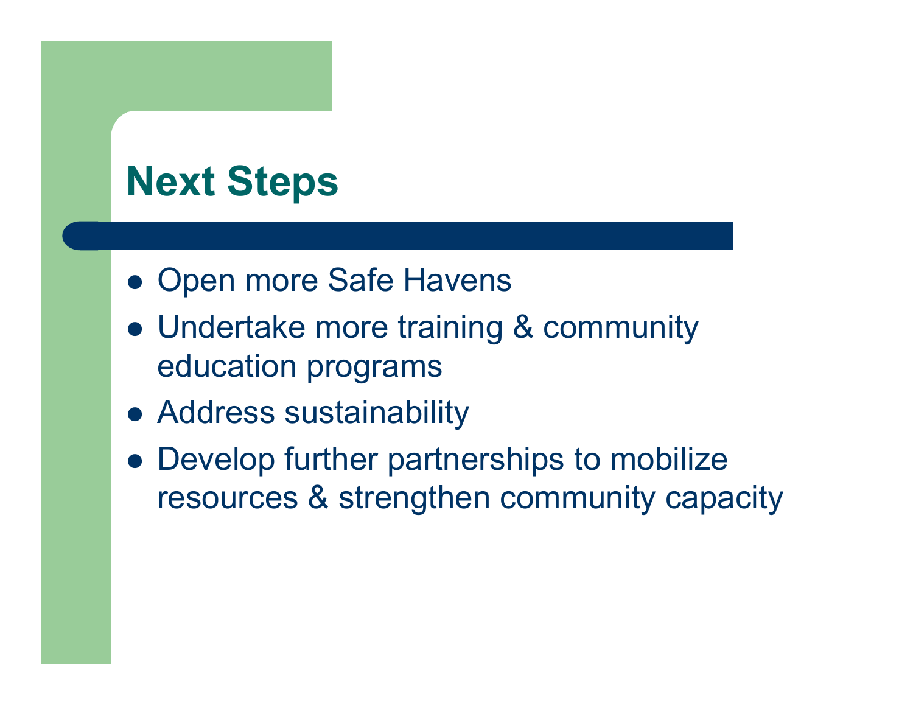# Next Steps

- Open more Safe Havens
- Undertake more training & community education programs
- Address sustainability
- Develop further partnerships to mobilize resources & strengthen community capacity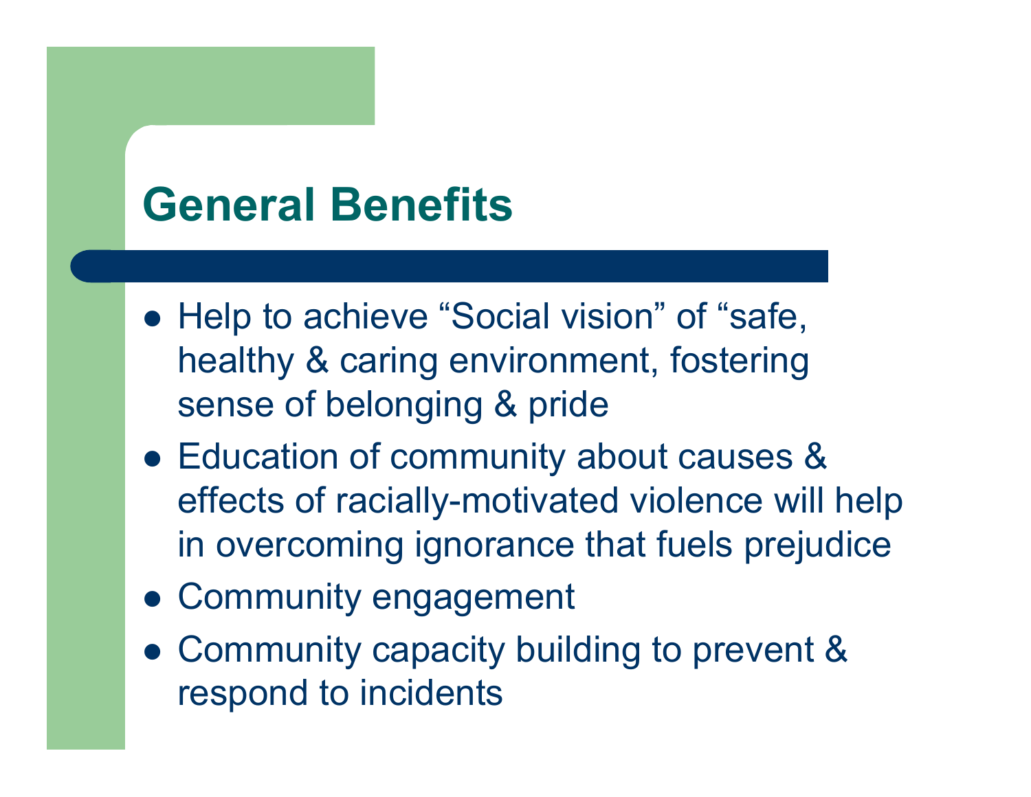# General Benefits

- Help to achieve “Social vision” of “safe, healthy & caring environment, fostering sense of belonging & pride
- Education of community about causes & effects of racially-motivated violence will help in overcoming ignorance that fuels prejudice
- Community engagement
- Community capacity building to prevent & respond to incidents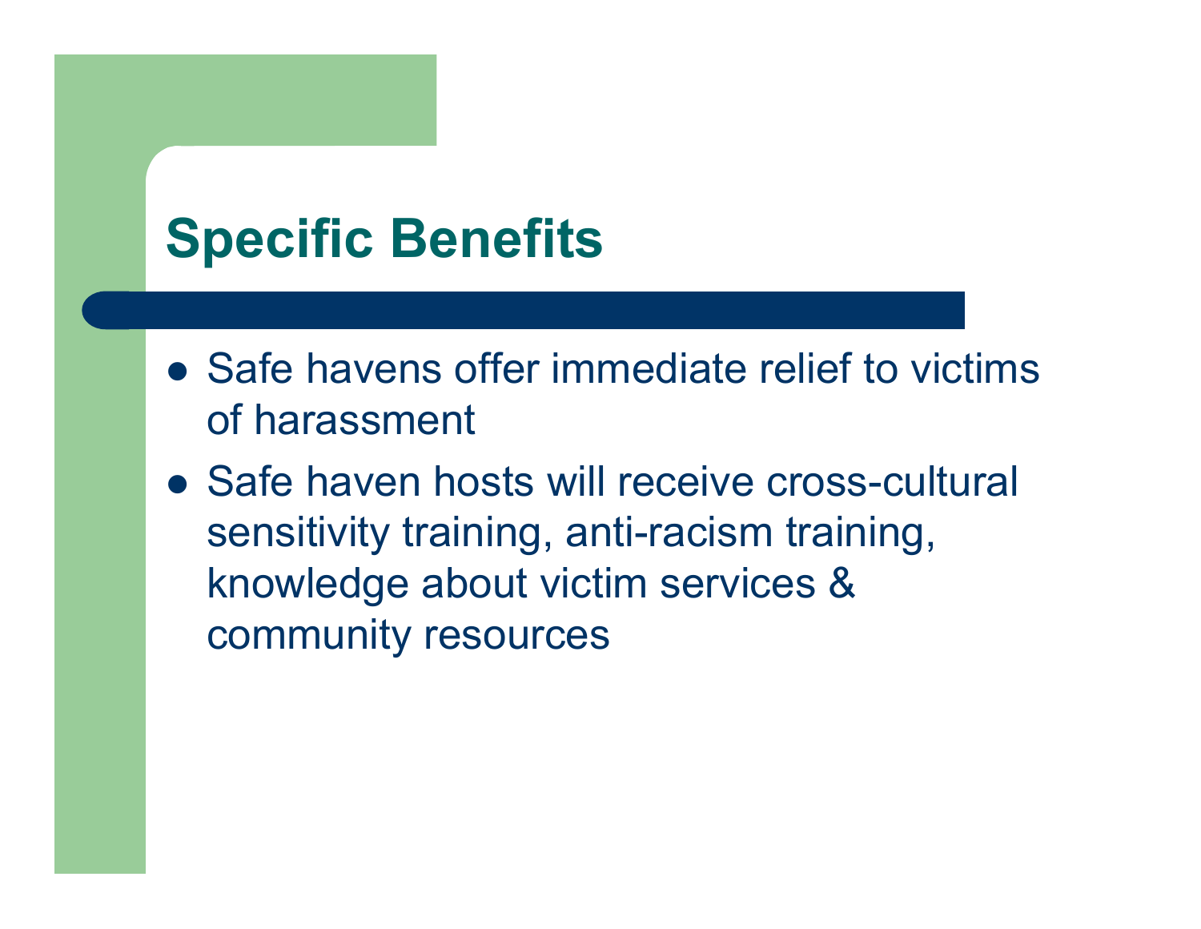# Specific Benefits

- Safe havens offer immediate relief to victims of harassment
- Safe haven hosts will receive cross-cultural sensitivity training, anti-racism training, knowledge about victim services & community resources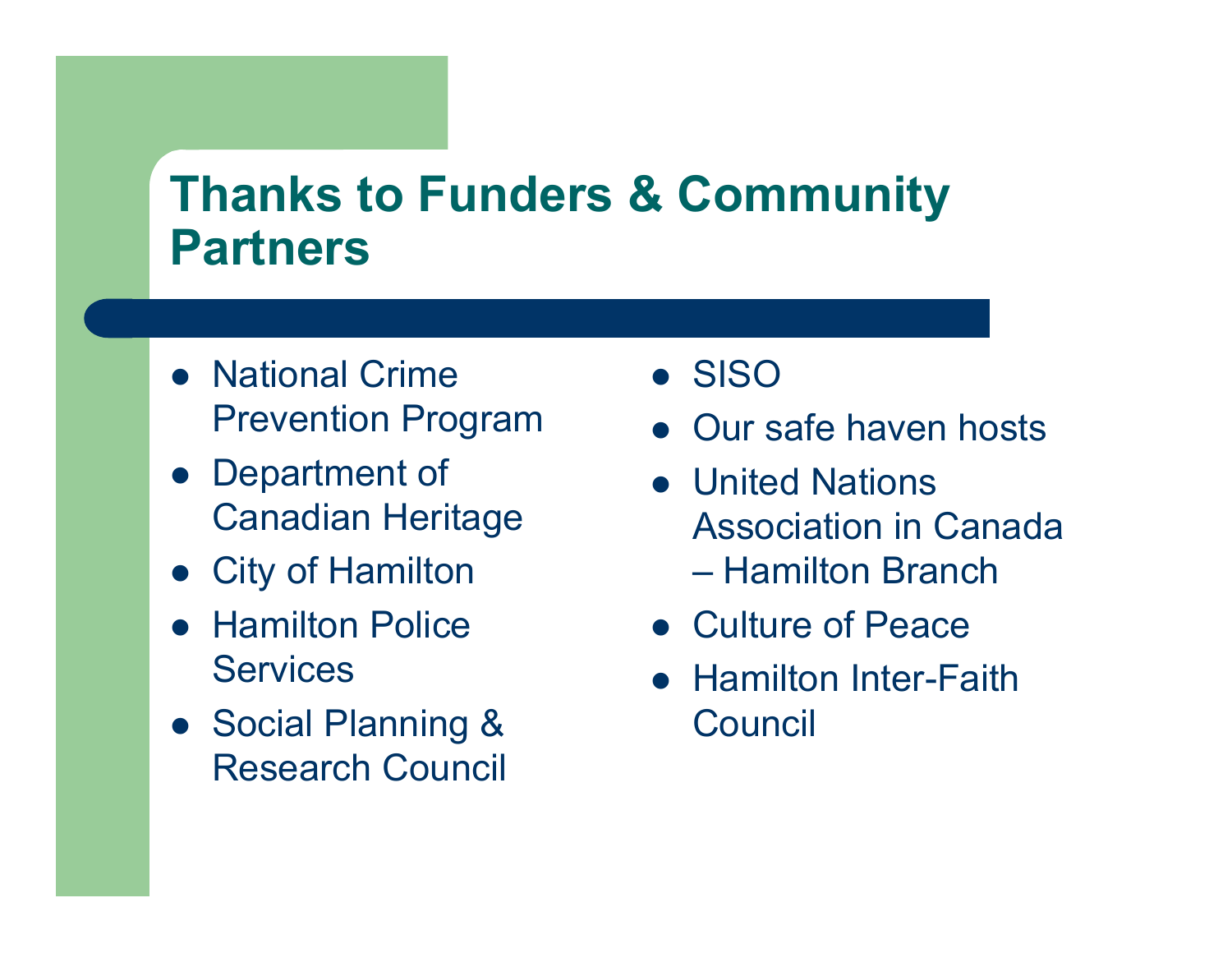# Thanks to Funders & Community Partners

- National Crime Prevention Program
- Department of Canadian Heritage
- City of Hamilton
- Hamilton Police Services
- Social Planning & Research Council
- SISO
- Our safe haven hosts
- United Nations Association in Canada – Hamilton Branch
- Culture of Peace
- Hamilton Inter-Faith Council